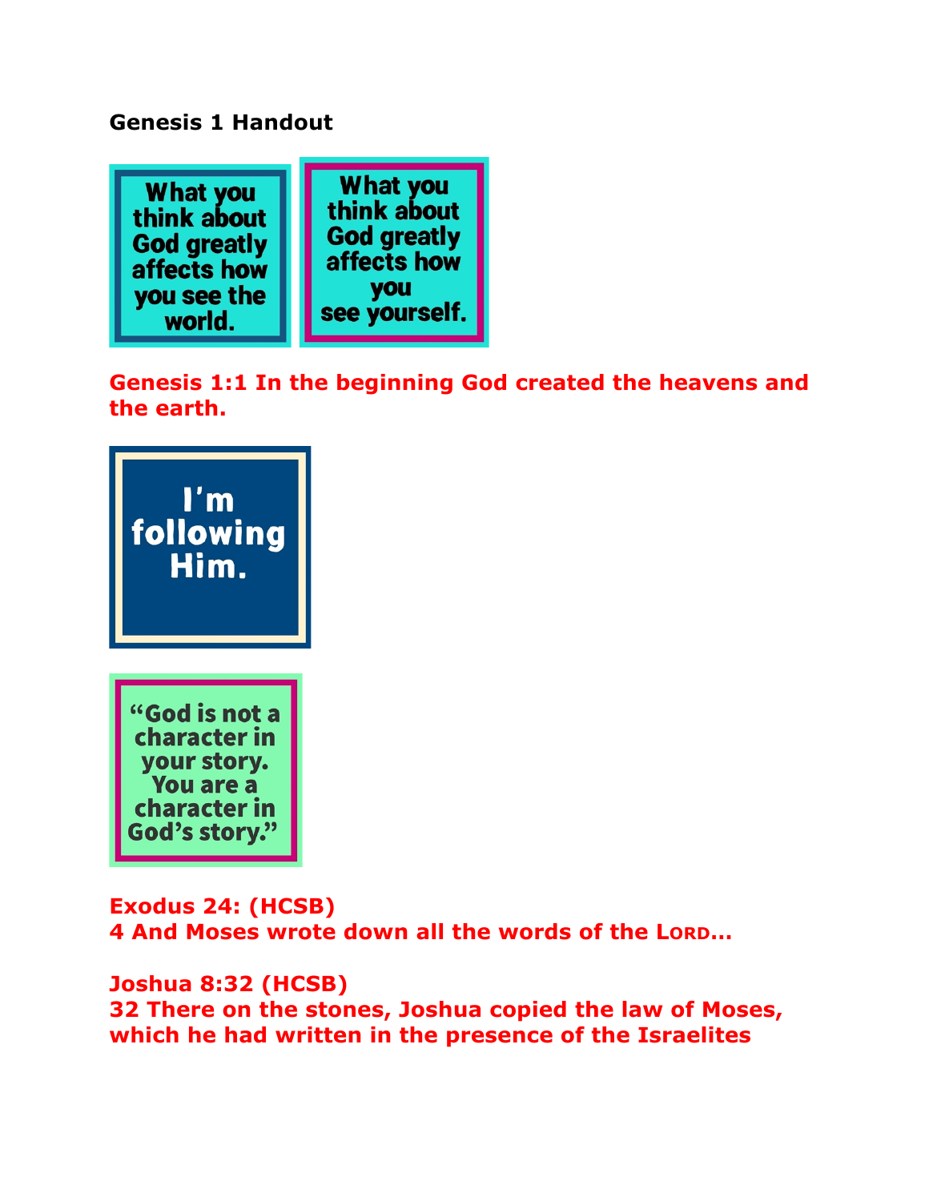**Genesis 1 Handout**

What you think about God greatly affects how you see the world.

What you think about God greatly affects how you see yourself.

**Genesis 1:1 In the beginning God created the heavens and the earth.**

I'm following Him.

"God is not a character in your story. You are a character in God's story."

**Exodus 24: (HCSB)**
**4 And Moses wrote down all the words of the LORD…**

**Joshua 8:32 (HCSB)**
**32 There on the stones, Joshua copied the law of Moses, which he had written in the presence of the Israelites**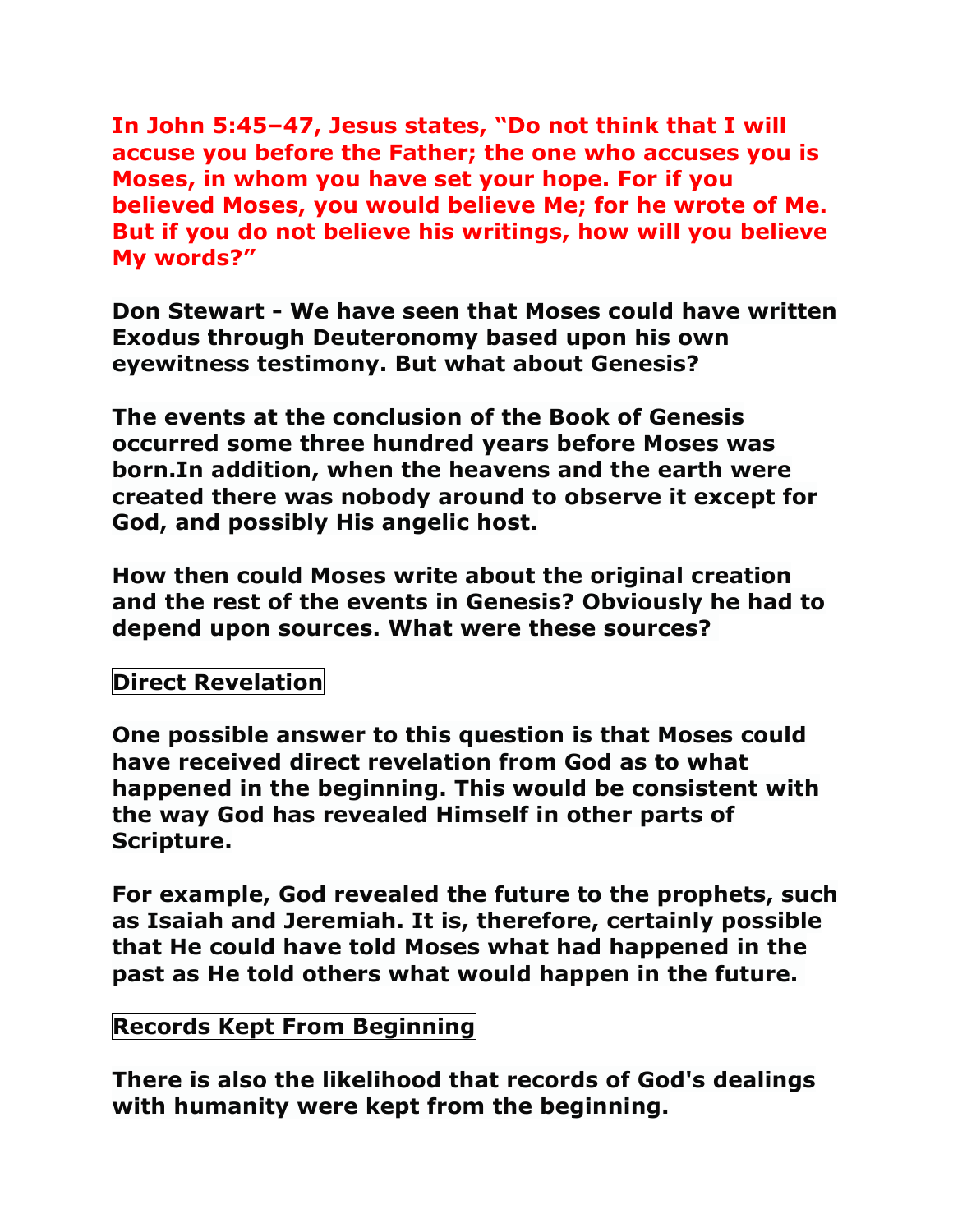**In John 5:45–47, Jesus states, "Do not think that I will accuse you before the Father; the one who accuses you is Moses, in whom you have set your hope. For if you believed Moses, you would believe Me; for he wrote of Me. But if you do not believe his writings, how will you believe My words?"**

**Don Stewart - We have seen that Moses could have written Exodus through Deuteronomy based upon his own eyewitness testimony. But what about Genesis?**

**The events at the conclusion of the Book of Genesis occurred some three hundred years before Moses was born.In addition, when the heavens and the earth were created there was nobody around to observe it except for God, and possibly His angelic host.**

**How then could Moses write about the original creation and the rest of the events in Genesis? Obviously he had to depend upon sources. What were these sources?**

## Direct Revelation

**One possible answer to this question is that Moses could have received direct revelation from God as to what happened in the beginning. This would be consistent with the way God has revealed Himself in other parts of Scripture.**

**For example, God revealed the future to the prophets, such as Isaiah and Jeremiah. It is, therefore, certainly possible that He could have told Moses what had happened in the past as He told others what would happen in the future.**

## Records Kept From Beginning

**There is also the likelihood that records of God's dealings with humanity were kept from the beginning.**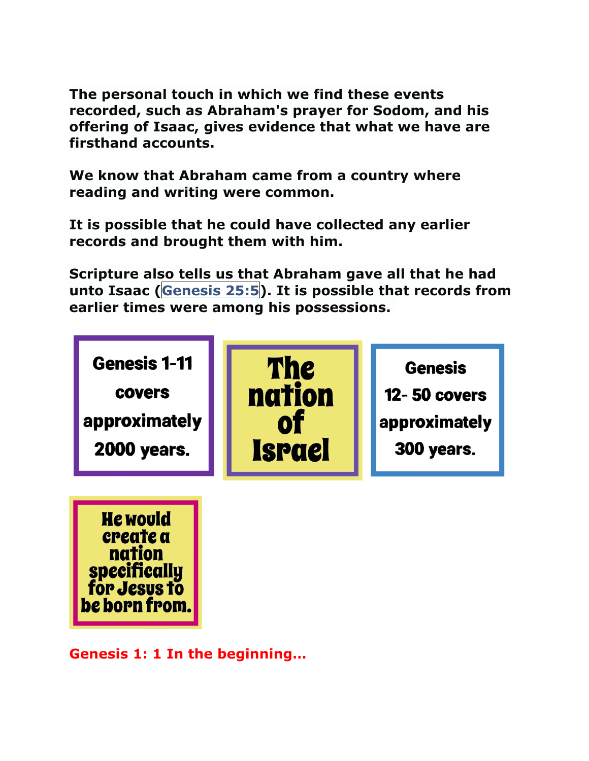**The personal touch in which we find these events recorded, such as Abraham's prayer for Sodom, and his offering of Isaac, gives evidence that what we have are firsthand accounts.**

**We know that Abraham came from a country where reading and writing were common.**

**It is possible that he could have collected any earlier records and brought them with him.**

**Scripture also tells us that Abraham gave all that he had unto Isaac (Genesis 25:5). It is possible that records from earlier times were among his possessions.**

Genesis 1-11 covers approximately 2000 years.

The nation of Israel

Genesis 12- 50 covers approximately 300 years.

He would create a nation specifically for Jesus to be born from.

**Genesis 1: 1 In the beginning...**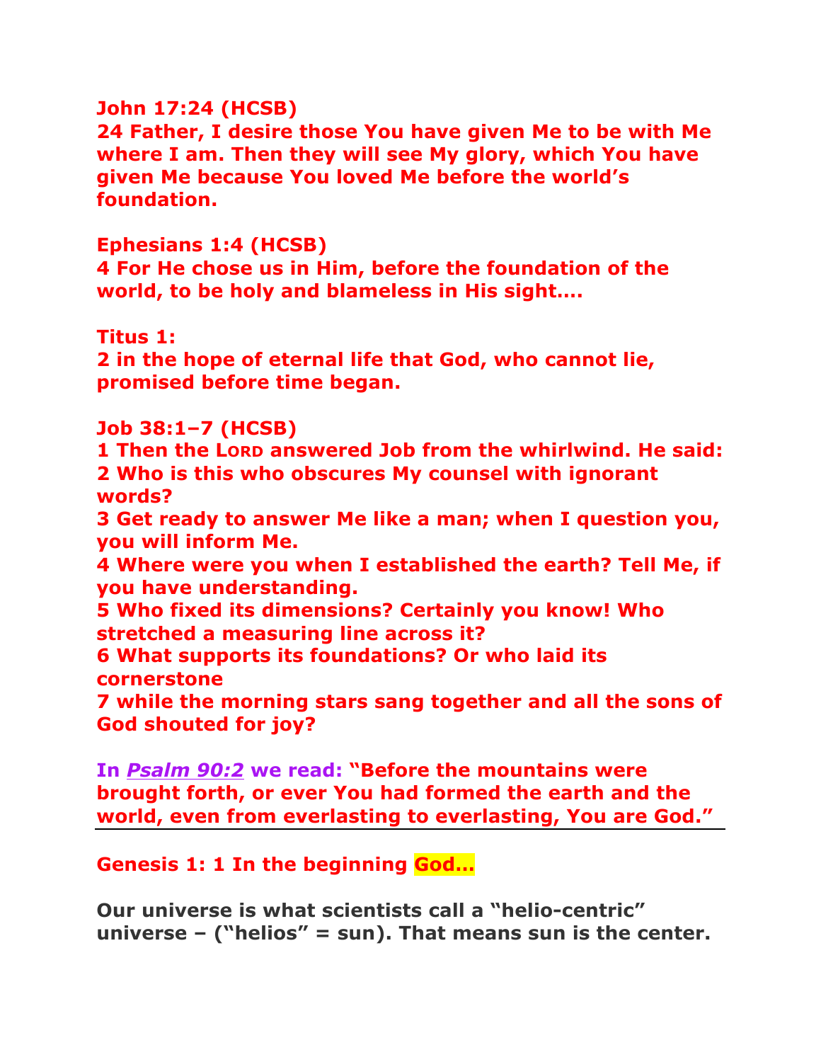**John 17:24 (HCSB)**
**24 Father, I desire those You have given Me to be with Me where I am. Then they will see My glory, which You have given Me because You loved Me before the world's foundation.**

**Ephesians 1:4 (HCSB)**
**4 For He chose us in Him, before the foundation of the world, to be holy and blameless in His sight….**

**Titus 1:**
**2 in the hope of eternal life that God, who cannot lie, promised before time began.**

**Job 38:1–7 (HCSB)**
**1 Then the LORD answered Job from the whirlwind. He said:**
**2 Who is this who obscures My counsel with ignorant words?**
**3 Get ready to answer Me like a man; when I question you, you will inform Me.**
**4 Where were you when I established the earth? Tell Me, if you have understanding.**
**5 Who fixed its dimensions? Certainly you know! Who stretched a measuring line across it?**
**6 What supports its foundations? Or who laid its cornerstone**
**7 while the morning stars sang together and all the sons of God shouted for joy?**

**In *Psalm 90:2* we read: "Before the mountains were brought forth, or ever You had formed the earth and the world, even from everlasting to everlasting, You are God."**

---

**Genesis 1: 1 In the beginning God…**

**Our universe is what scientists call a "helio-centric" universe – ("helios" = sun). That means sun is the center.**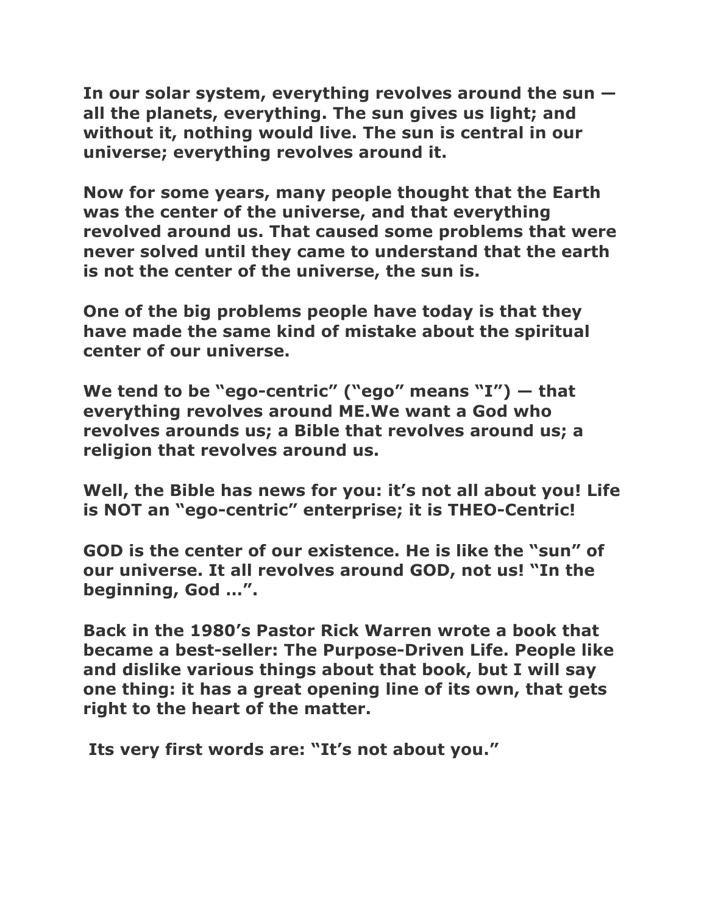**In our solar system, everything revolves around the sun — all the planets, everything. The sun gives us light; and without it, nothing would live. The sun is central in our universe; everything revolves around it.**

**Now for some years, many people thought that the Earth was the center of the universe, and that everything revolved around us. That caused some problems that were never solved until they came to understand that the earth is not the center of the universe, the sun is.**

**One of the big problems people have today is that they have made the same kind of mistake about the spiritual center of our universe.**

**We tend to be "ego-centric" ("ego" means "I") — that everything revolves around ME.We want a God who revolves arounds us; a Bible that revolves around us; a religion that revolves around us.**

**Well, the Bible has news for you: it's not all about you! Life is NOT an "ego-centric" enterprise; it is THEO-Centric!**

**GOD is the center of our existence. He is like the "sun" of our universe. It all revolves around GOD, not us! "In the beginning, God …".**

**Back in the 1980's Pastor Rick Warren wrote a book that became a best-seller: The Purpose-Driven Life. People like and dislike various things about that book, but I will say one thing: it has a great opening line of its own, that gets right to the heart of the matter.**

**Its very first words are: "It's not about you."**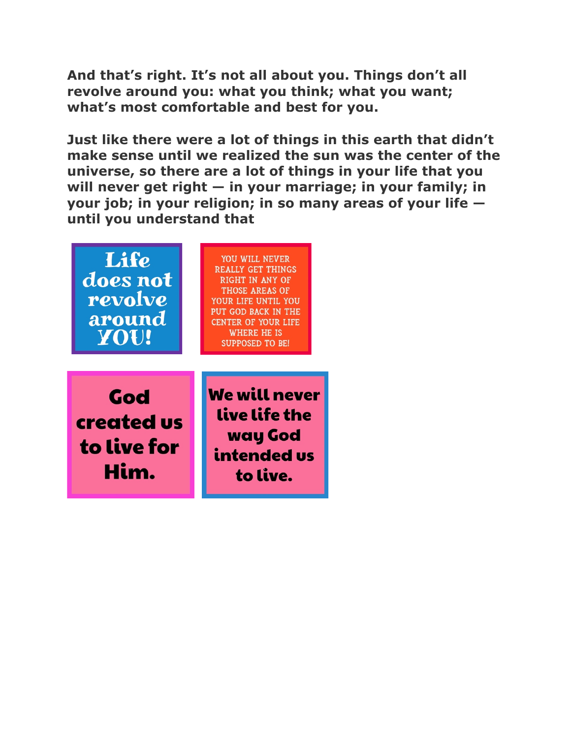**And that's right. It's not all about you. Things don't all revolve around you: what you think; what you want; what's most comfortable and best for you.**

**Just like there were a lot of things in this earth that didn't make sense until we realized the sun was the center of the universe, so there are a lot of things in your life that you will never get right — in your marriage; in your family; in your job; in your religion; in so many areas of your life — until you understand that**

Life does not revolve around YOU!

YOU WILL NEVER REALLY GET THINGS RIGHT IN ANY OF THOSE AREAS OF YOUR LIFE UNTIL YOU PUT GOD BACK IN THE CENTER OF YOUR LIFE WHERE HE IS SUPPOSED TO BE!

God created us to live for Him.

We will never live life the way God intended us to live.